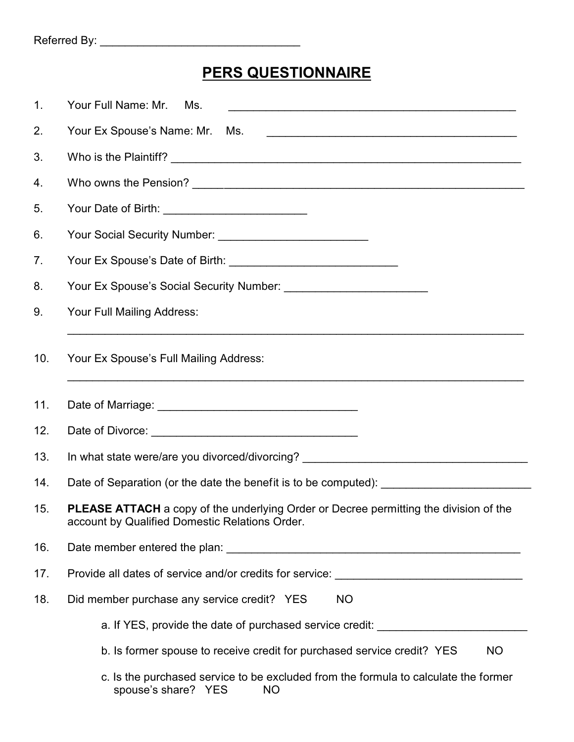Referred By: ________________________________

# PERS QUESTIONNAIRE

1. Your Full Name: Mr. Ms. ______________________________________________

2. Your Ex Spouse's Name: Mr. Ms. ________________________________________

3. Who is the Plaintiff? _______________________________________________________

4. Who owns the Pension? _____________________________________________________

5. Your Date of Birth: ______________________

6. Your Social Security Number: _______________________

7. Your Ex Spouse's Date of Birth: __________________________

8. Your Ex Spouse's Social Security Number: ______________________

9. Your Full Mailing Address:
   _________________________________________________________________________

10. Your Ex Spouse's Full Mailing Address:
    _________________________________________________________________________

11. Date of Marriage: ________________________________

12. Date of Divorce: _________________________________

13. In what state were/are you divorced/divorcing? ____________________________________

14. Date of Separation (or the date the benefit is to be computed): ________________________

15. **PLEASE ATTACH** a copy of the underlying Order or Decree permitting the division of the account by Qualified Domestic Relations Order.

16. Date member entered the plan: _______________________________________________

17. Provide all dates of service and/or credits for service: ______________________________

18. Did member purchase any service credit? YES NO

    a. If YES, provide the date of purchased service credit: ________________________

    b. Is former spouse to receive credit for purchased service credit? YES NO

    c. Is the purchased service to be excluded from the formula to calculate the former spouse's share? YES NO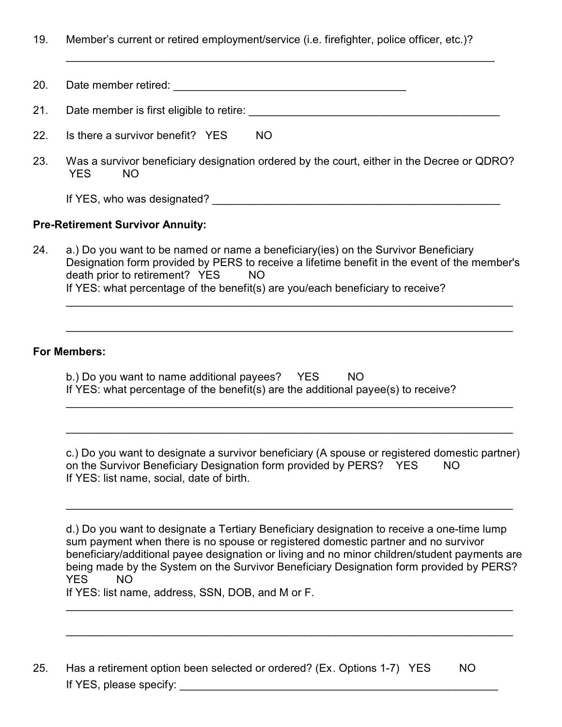19. Member's current or retired employment/service (i.e. firefighter, police officer, etc.)?

    ___________________________________________________________________________

20. Date member retired: _______________________________________

21. Date member is first eligible to retire: ___________________________________________

22. Is there a survivor benefit? YES NO

23. Was a survivor beneficiary designation ordered by the court, either in the Decree or QDRO? YES NO

    If YES, who was designated? _________________________________________________

**Pre-Retirement Survivor Annuity:**

24. a.) Do you want to be named or name a beneficiary(ies) on the Survivor Beneficiary Designation form provided by PERS to receive a lifetime benefit in the event of the member's death prior to retirement? YES NO
    If YES: what percentage of the benefit(s) are you/each beneficiary to receive?

    ___________________________________________________________________________

    ___________________________________________________________________________

**For Members:**

b.) Do you want to name additional payees? YES NO
If YES: what percentage of the benefit(s) are the additional payee(s) to receive?

___________________________________________________________________________

___________________________________________________________________________

c.) Do you want to designate a survivor beneficiary (A spouse or registered domestic partner) on the Survivor Beneficiary Designation form provided by PERS? YES NO
If YES: list name, social, date of birth.

___________________________________________________________________________

d.) Do you want to designate a Tertiary Beneficiary designation to receive a one-time lump sum payment when there is no spouse or registered domestic partner and no survivor beneficiary/additional payee designation or living and no minor children/student payments are being made by the System on the Survivor Beneficiary Designation form provided by PERS? YES NO
If YES: list name, address, SSN, DOB, and M or F.

___________________________________________________________________________

___________________________________________________________________________

25. Has a retirement option been selected or ordered? (Ex. Options 1-7) YES NO
    If YES, please specify: _______________________________________________________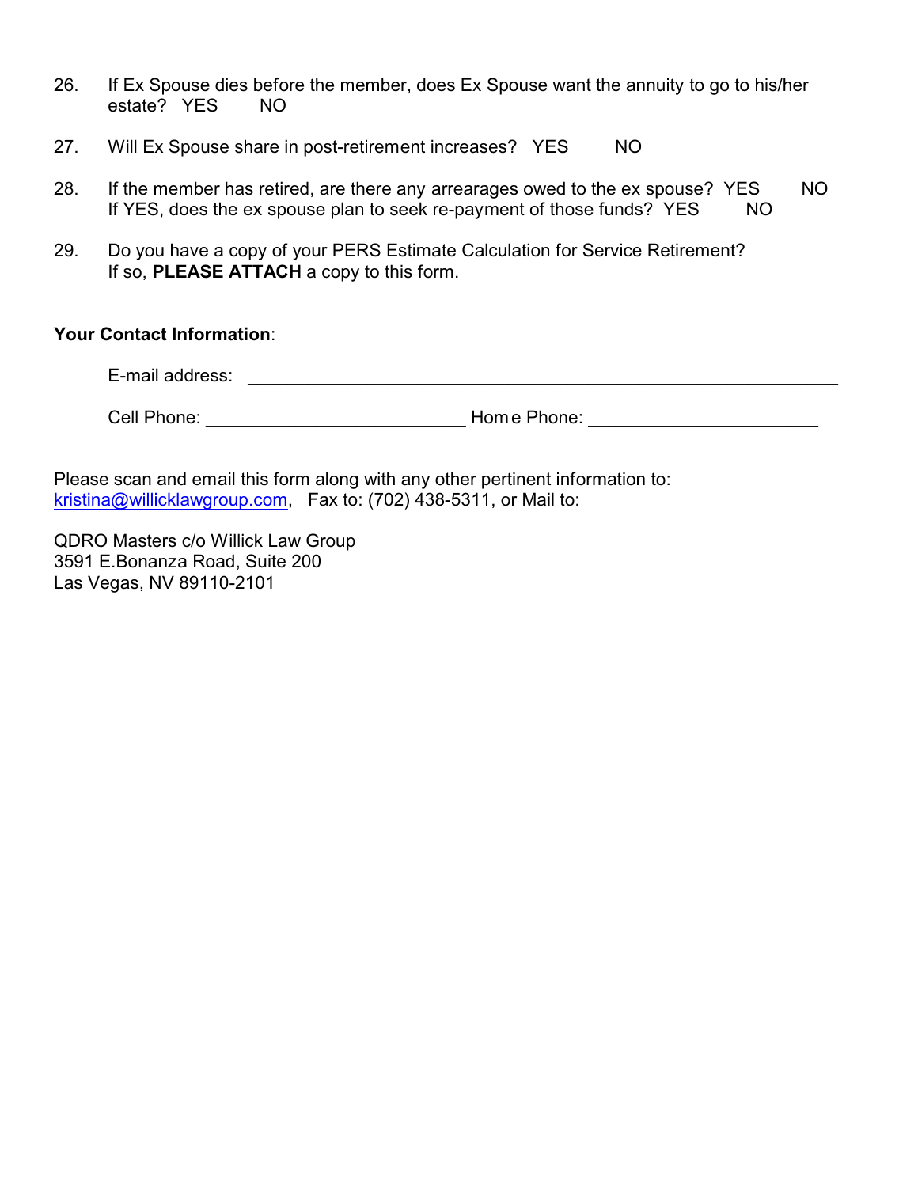26. If Ex Spouse dies before the member, does Ex Spouse want the annuity to go to his/her estate? YES NO

27. Will Ex Spouse share in post-retirement increases? YES NO

28. If the member has retired, are there any arrearages owed to the ex spouse? YES NO
    If YES, does the ex spouse plan to seek re-payment of those funds? YES NO

29. Do you have a copy of your PERS Estimate Calculation for Service Retirement?
    If so, **PLEASE ATTACH** a copy to this form.

**Your Contact Information**:

E-mail address: ______________________________________________

Cell Phone: _________________________ Home Phone: ______________________

Please scan and email this form along with any other pertinent information to: kristina@willicklawgroup.com, Fax to: (702) 438-5311, or Mail to:

QDRO Masters c/o Willick Law Group
3591 E.Bonanza Road, Suite 200
Las Vegas, NV 89110-2101